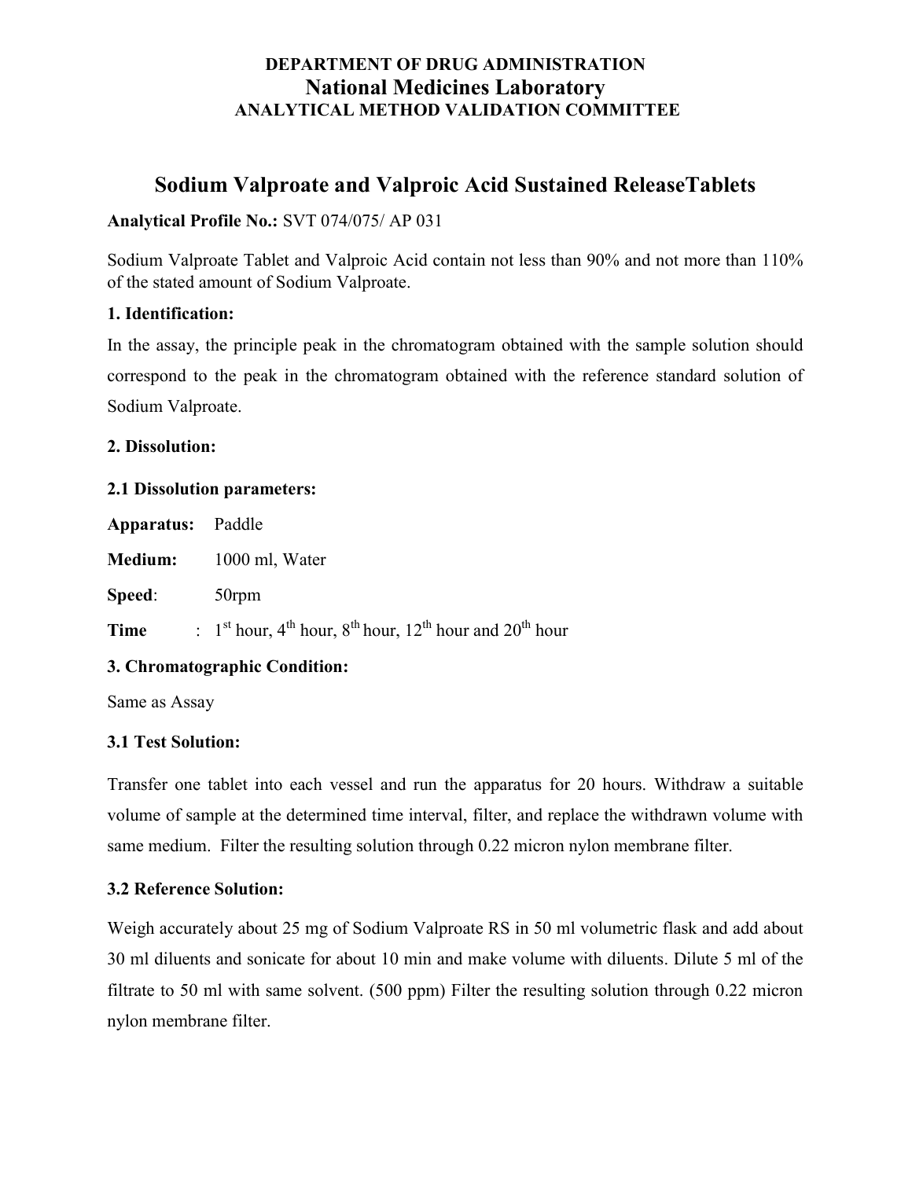**DEPARTMENT OF DRUG ADMINISTRATION**

**National Medicines Laboratory**

**ANALYTICAL METHOD VALIDATION COMMITTEE**

# Sodium Valproate and Valproic Acid Sustained ReleaseTablets

**Analytical Profile No.:** SVT 074/075/ AP 031

Sodium Valproate Tablet and Valproic Acid contain not less than 90% and not more than 110% of the stated amount of Sodium Valproate.

**1. Identification:**

In the assay, the principle peak in the chromatogram obtained with the sample solution should correspond to the peak in the chromatogram obtained with the reference standard solution of Sodium Valproate.

**2. Dissolution:**

**2.1 Dissolution parameters:**

**Apparatus:** Paddle

**Medium:** 1000 ml, Water

**Speed**: 50rpm

**Time** : 1$^{st}$ hour, 4$^{th}$ hour, 8$^{th}$ hour, 12$^{th}$ hour and 20$^{th}$ hour

**3. Chromatographic Condition:**

Same as Assay

**3.1 Test Solution:**

Transfer one tablet into each vessel and run the apparatus for 20 hours. Withdraw a suitable volume of sample at the determined time interval, filter, and replace the withdrawn volume with same medium. Filter the resulting solution through 0.22 micron nylon membrane filter.

**3.2 Reference Solution:**

Weigh accurately about 25 mg of Sodium Valproate RS in 50 ml volumetric flask and add about 30 ml diluents and sonicate for about 10 min and make volume with diluents. Dilute 5 ml of the filtrate to 50 ml with same solvent. (500 ppm) Filter the resulting solution through 0.22 micron nylon membrane filter.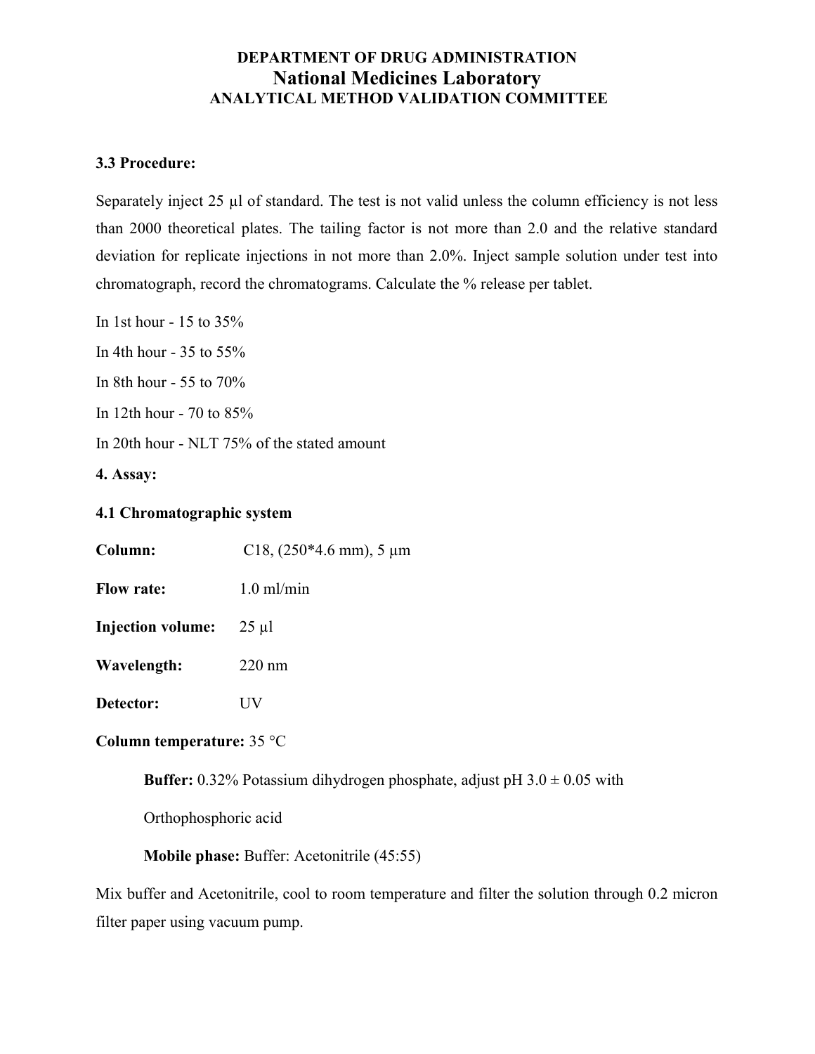**DEPARTMENT OF DRUG ADMINISTRATION**
**National Medicines Laboratory**
**ANALYTICAL METHOD VALIDATION COMMITTEE**

**3.3 Procedure:**

Separately inject 25 µl of standard. The test is not valid unless the column efficiency is not less than 2000 theoretical plates. The tailing factor is not more than 2.0 and the relative standard deviation for replicate injections in not more than 2.0%. Inject sample solution under test into chromatograph, record the chromatograms. Calculate the % release per tablet.

In 1st hour - 15 to 35%

In 4th hour - 35 to 55%

In 8th hour - 55 to 70%

In 12th hour - 70 to 85%

In 20th hour - NLT 75% of the stated amount

**4. Assay:**

**4.1 Chromatographic system**

**Column:** C18, (250*4.6 mm), 5 µm

**Flow rate:** 1.0 ml/min

**Injection volume:** 25 µl

**Wavelength:** 220 nm

**Detector:** UV

**Column temperature:** 35 °C

**Buffer:** 0.32% Potassium dihydrogen phosphate, adjust pH 3.0 ± 0.05 with Orthophosphoric acid

**Mobile phase:** Buffer: Acetonitrile (45:55)

Mix buffer and Acetonitrile, cool to room temperature and filter the solution through 0.2 micron filter paper using vacuum pump.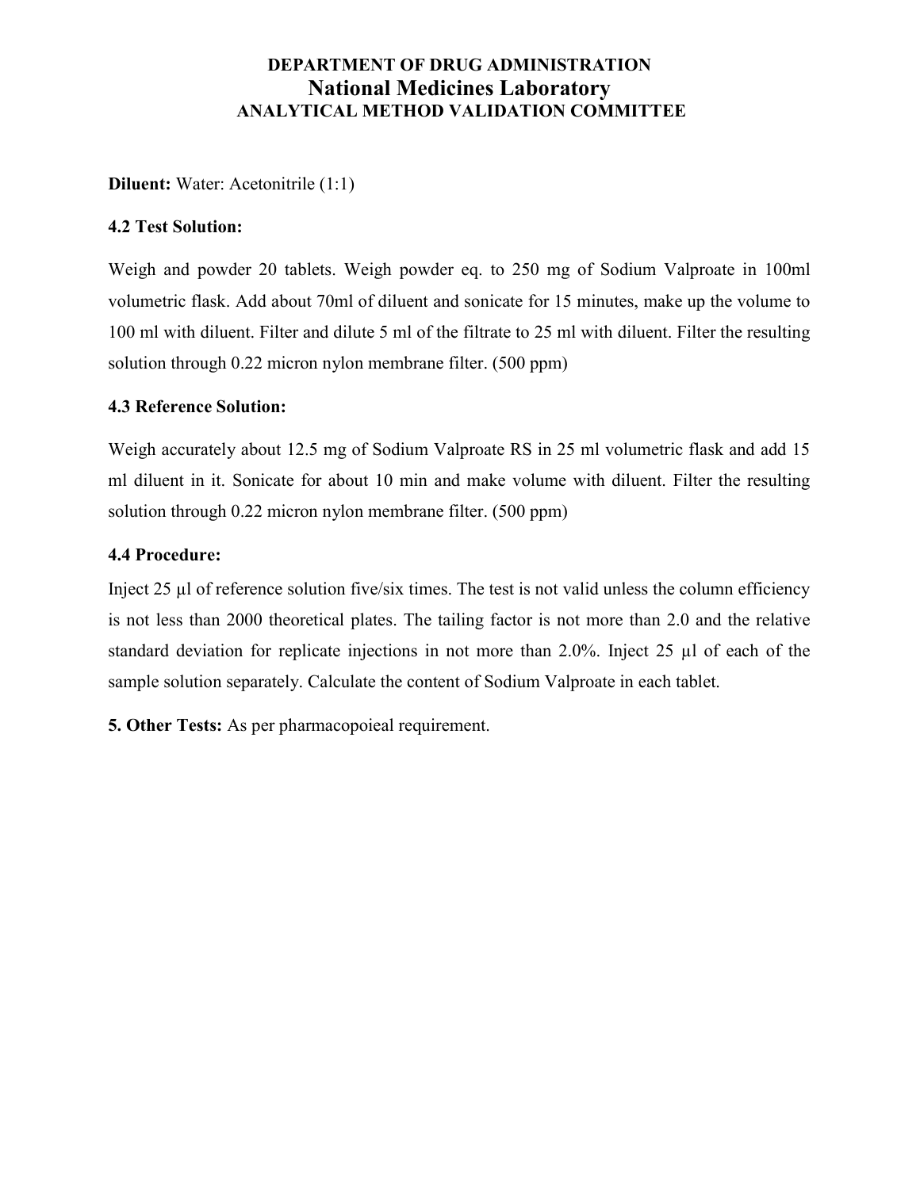**DEPARTMENT OF DRUG ADMINISTRATION**
# National Medicines Laboratory
**ANALYTICAL METHOD VALIDATION COMMITTEE**

**Diluent:** Water: Acetonitrile (1:1)

### 4.2 Test Solution:

Weigh and powder 20 tablets. Weigh powder eq. to 250 mg of Sodium Valproate in 100ml volumetric flask. Add about 70ml of diluent and sonicate for 15 minutes, make up the volume to 100 ml with diluent. Filter and dilute 5 ml of the filtrate to 25 ml with diluent. Filter the resulting solution through 0.22 micron nylon membrane filter. (500 ppm)

### 4.3 Reference Solution:

Weigh accurately about 12.5 mg of Sodium Valproate RS in 25 ml volumetric flask and add 15 ml diluent in it. Sonicate for about 10 min and make volume with diluent. Filter the resulting solution through 0.22 micron nylon membrane filter. (500 ppm)

### 4.4 Procedure:

Inject 25 µl of reference solution five/six times. The test is not valid unless the column efficiency is not less than 2000 theoretical plates. The tailing factor is not more than 2.0 and the relative standard deviation for replicate injections in not more than 2.0%. Inject 25 µl of each of the sample solution separately. Calculate the content of Sodium Valproate in each tablet.

**5. Other Tests:** As per pharmacopoieal requirement.